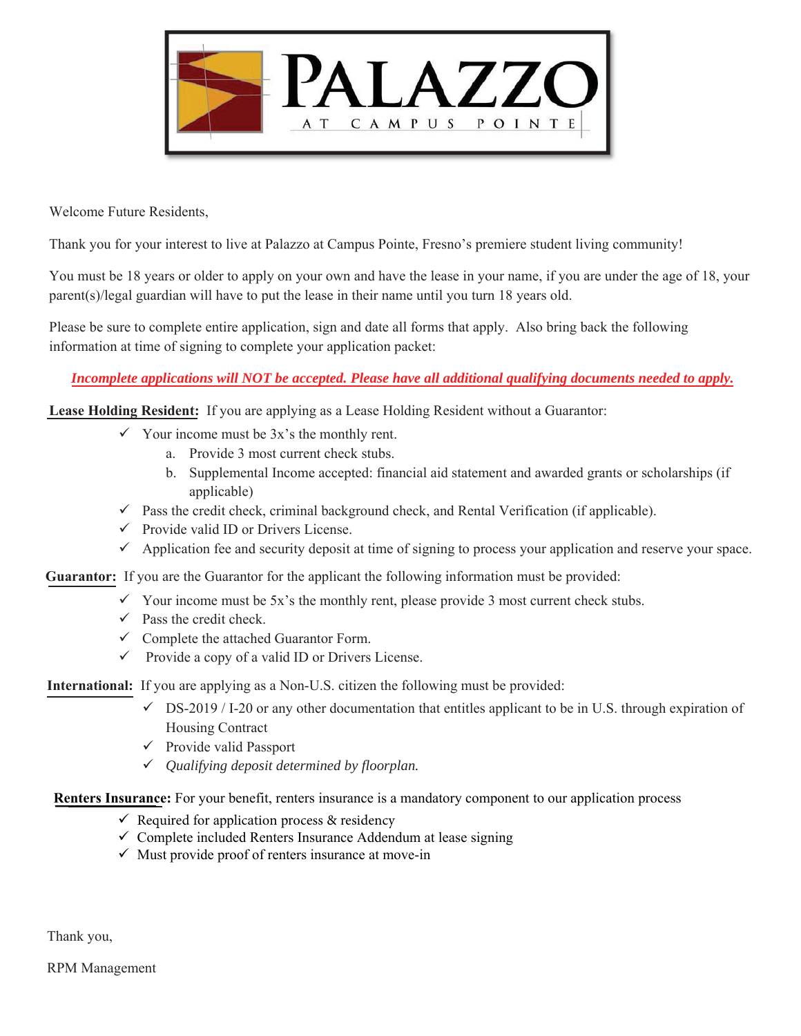# PALAZZO

AT CAMPUS POINTE

Welcome Future Residents,

Thank you for your interest to live at Palazzo at Campus Pointe, Fresno's premiere student living community!

You must be 18 years or older to apply on your own and have the lease in your name, if you are under the age of 18, your parent(s)/legal guardian will have to put the lease in their name until you turn 18 years old.

Please be sure to complete entire application, sign and date all forms that apply. Also bring back the following information at time of signing to complete your application packet:

***Incomplete applications will NOT be accepted. Please have all additional qualifying documents needed to apply.***

**Lease Holding Resident:** If you are applying as a Lease Holding Resident without a Guarantor:

- ✓ Your income must be 3x's the monthly rent.
  - a. Provide 3 most current check stubs.
  - b. Supplemental Income accepted: financial aid statement and awarded grants or scholarships (if applicable)
- ✓ Pass the credit check, criminal background check, and Rental Verification (if applicable).
- ✓ Provide valid ID or Drivers License.
- ✓ Application fee and security deposit at time of signing to process your application and reserve your space.

**Guarantor:** If you are the Guarantor for the applicant the following information must be provided:

- ✓ Your income must be 5x's the monthly rent, please provide 3 most current check stubs.
- ✓ Pass the credit check.
- ✓ Complete the attached Guarantor Form.
- ✓ Provide a copy of a valid ID or Drivers License.

**International:** If you are applying as a Non-U.S. citizen the following must be provided:

- ✓ DS-2019 / I-20 or any other documentation that entitles applicant to be in U.S. through expiration of Housing Contract
- ✓ Provide valid Passport
- ✓ *Qualifying deposit determined by floorplan.*

**Renters Insurance:** For your benefit, renters insurance is a mandatory component to our application process

- ✓ Required for application process & residency
- ✓ Complete included Renters Insurance Addendum at lease signing
- ✓ Must provide proof of renters insurance at move-in

Thank you,

RPM Management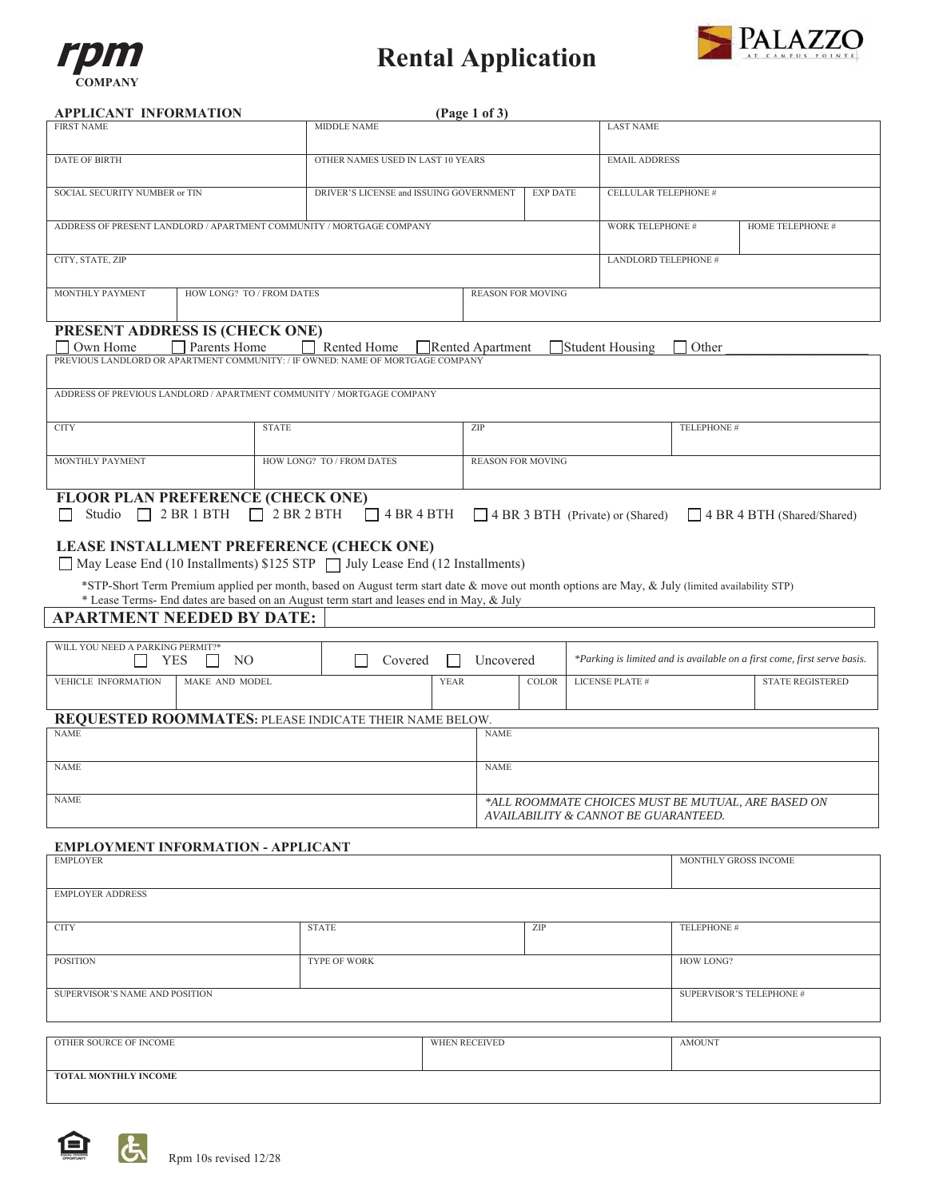rpm COMPANY

# Rental Application

PALAZZO AT CAMPUS POINTE

## APPLICANT INFORMATION (Page 1 of 3)

| FIRST NAME | MIDDLE NAME | | LAST NAME | |
|---|---|---|---|---|
| DATE OF BIRTH | OTHER NAMES USED IN LAST 10 YEARS | | EMAIL ADDRESS | |
| SOCIAL SECURITY NUMBER or TIN | DRIVER'S LICENSE and ISSUING GOVERNMENT | EXP DATE | CELLULAR TELEPHONE # | |
| ADDRESS OF PRESENT LANDLORD / APARTMENT COMMUNITY / MORTGAGE COMPANY | | | WORK TELEPHONE # | HOME TELEPHONE # |
| CITY, STATE, ZIP | | | LANDLORD TELEPHONE # | |

| MONTHLY PAYMENT | HOW LONG? TO / FROM DATES | REASON FOR MOVING |
|---|---|---|
| | | |

## PRESENT ADDRESS IS (CHECK ONE)

☐ Own Home ☐ Parents Home ☐ Rented Home ☐ Rented Apartment ☐ Student Housing ☐ Other ____________________

| PREVIOUS LANDLORD OR APARTMENT COMMUNITY: / IF OWNED: NAME OF MORTGAGE COMPANY | | | |
|---|---|---|---|
| ADDRESS OF PREVIOUS LANDLORD / APARTMENT COMMUNITY / MORTGAGE COMPANY | | | |
| CITY | STATE | ZIP | TELEPHONE # |
| MONTHLY PAYMENT | HOW LONG? TO / FROM DATES | REASON FOR MOVING | |

## FLOOR PLAN PREFERENCE (CHECK ONE)

☐ Studio ☐ 2 BR 1 BTH ☐ 2 BR 2 BTH ☐ 4 BR 4 BTH ☐ 4 BR 3 BTH (Private) or (Shared) ☐ 4 BR 4 BTH (Shared/Shared)

## LEASE INSTALLMENT PREFERENCE (CHECK ONE)

☐ May Lease End (10 Installments) $125 STP ☐ July Lease End (12 Installments)

*STP-Short Term Premium applied per month, based on August term start date & move out month options are May, & July (limited availability STP)
* Lease Terms- End dates are based on an August term start and leases end in May, & July

## APARTMENT NEEDED BY DATE:

| WILL YOU NEED A PARKING PERMIT?* ☐ YES ☐ NO | ☐ Covered ☐ Uncovered | | | *Parking is limited and is available on a first come, first serve basis.* | |
|---|---|---|---|---|---|
| VEHICLE INFORMATION | MAKE AND MODEL | YEAR | COLOR | LICENSE PLATE # | STATE REGISTERED |

## REQUESTED ROOMMATES: PLEASE INDICATE THEIR NAME BELOW.

| NAME | NAME |
|---|---|
| NAME | NAME |
| NAME | *\*ALL ROOMMATE CHOICES MUST BE MUTUAL, ARE BASED ON AVAILABILITY & CANNOT BE GUARANTEED.* |

## EMPLOYMENT INFORMATION - APPLICANT

| EMPLOYER | | | MONTHLY GROSS INCOME |
|---|---|---|---|
| EMPLOYER ADDRESS | | | |
| CITY | STATE | ZIP | TELEPHONE # |
| POSITION | TYPE OF WORK | | HOW LONG? |
| SUPERVISOR'S NAME AND POSITION | | | SUPERVISOR'S TELEPHONE # |

| OTHER SOURCE OF INCOME | WHEN RECEIVED | AMOUNT |
|---|---|---|
| **TOTAL MONTHLY INCOME** | | |

Rpm 10s revised 12/28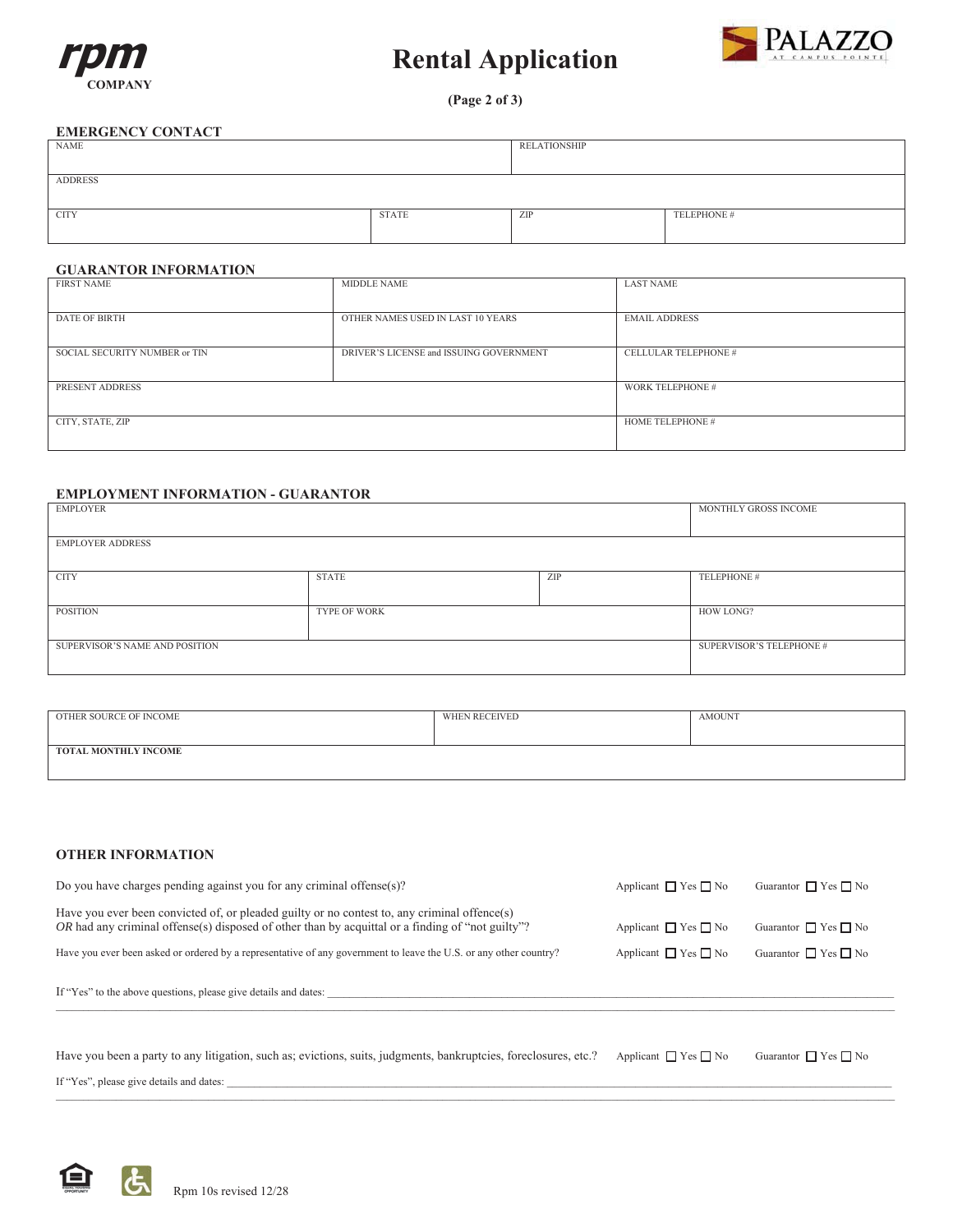# Rental Application

**(Page 2 of 3)**

## EMERGENCY CONTACT

| NAME | | RELATIONSHIP | |
|---|---|---|---|
| ADDRESS | | | |
| CITY | STATE | ZIP | TELEPHONE # |

## GUARANTOR INFORMATION

| FIRST NAME | MIDDLE NAME | LAST NAME |
|---|---|---|
| DATE OF BIRTH | OTHER NAMES USED IN LAST 10 YEARS | EMAIL ADDRESS |
| SOCIAL SECURITY NUMBER or TIN | DRIVER'S LICENSE and ISSUING GOVERNMENT | CELLULAR TELEPHONE # |
| PRESENT ADDRESS | | WORK TELEPHONE # |
| CITY, STATE, ZIP | | HOME TELEPHONE # |

## EMPLOYMENT INFORMATION - GUARANTOR

| EMPLOYER | | | MONTHLY GROSS INCOME |
|---|---|---|---|
| EMPLOYER ADDRESS | | | |
| CITY | STATE | ZIP | TELEPHONE # |
| POSITION | TYPE OF WORK | | HOW LONG? |
| SUPERVISOR'S NAME AND POSITION | | | SUPERVISOR'S TELEPHONE # |

| OTHER SOURCE OF INCOME | WHEN RECEIVED | AMOUNT |
|---|---|---|
| **TOTAL MONTHLY INCOME** | | |

## OTHER INFORMATION

Do you have charges pending against you for any criminal offense(s)? Applicant ☐ Yes ☐ No Guarantor ☐ Yes ☐ No

Have you ever been convicted of, or pleaded guilty or no contest to, any criminal offence(s) *OR* had any criminal offense(s) disposed of other than by acquittal or a finding of "not guilty"? Applicant ☐ Yes ☐ No Guarantor ☐ Yes ☐ No

Have you ever been asked or ordered by a representative of any government to leave the U.S. or any other country? Applicant ☐ Yes ☐ No Guarantor ☐ Yes ☐ No

If "Yes" to the above questions, please give details and dates: ______________________________

Have you been a party to any litigation, such as; evictions, suits, judgments, bankruptcies, foreclosures, etc.? Applicant ☐ Yes ☐ No Guarantor ☐ Yes ☐ No

If "Yes", please give details and dates: ______________________________

Rpm 10s revised 12/28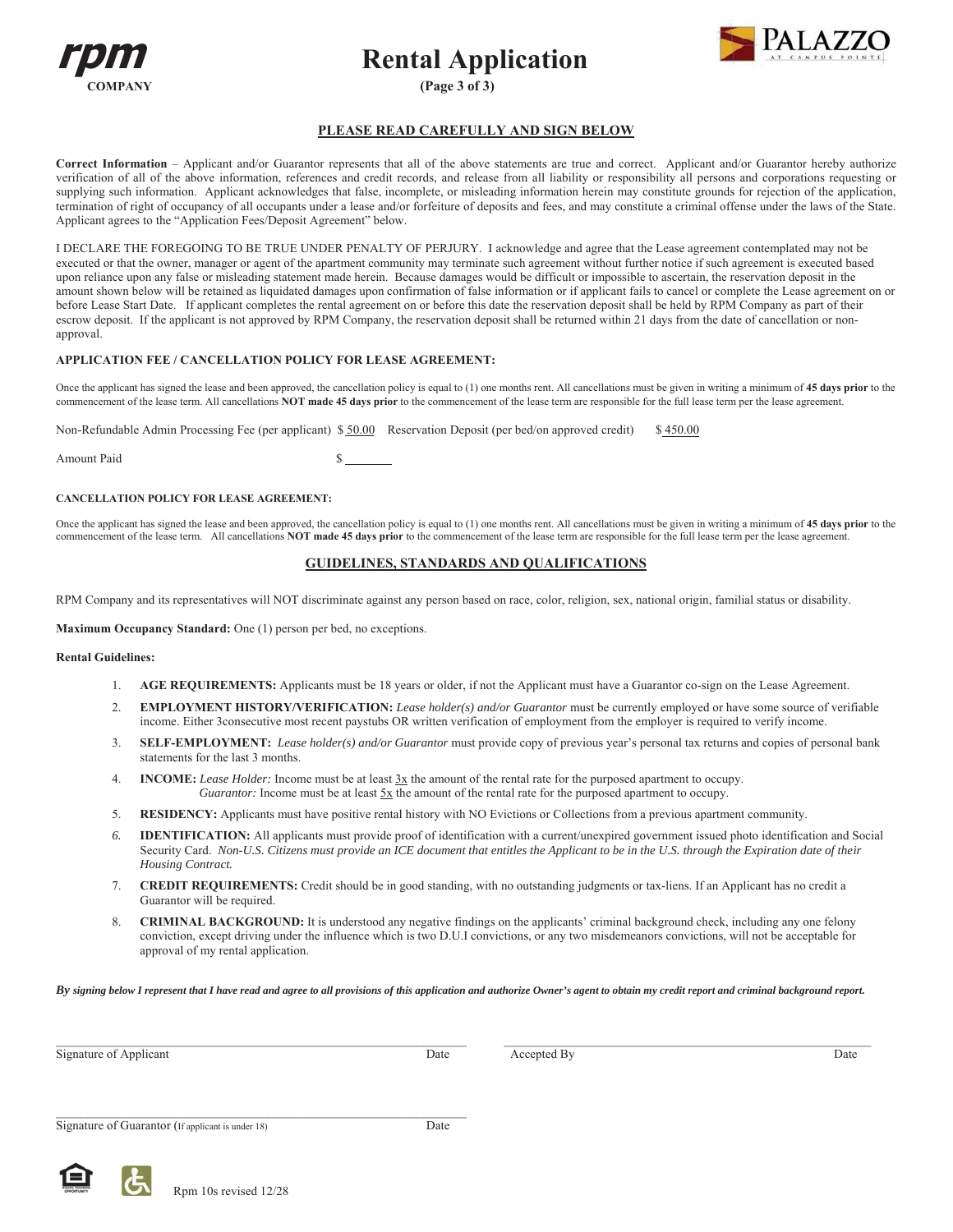**rpm**
**COMPANY**

# Rental Application

**(Page 3 of 3)**

PALAZZO AT CAMPUS POINTE

## PLEASE READ CAREFULLY AND SIGN BELOW

**Correct Information** – Applicant and/or Guarantor represents that all of the above statements are true and correct. Applicant and/or Guarantor hereby authorize verification of all of the above information, references and credit records, and release from all liability or responsibility all persons and corporations requesting or supplying such information. Applicant acknowledges that false, incomplete, or misleading information herein may constitute grounds for rejection of the application, termination of right of occupancy of all occupants under a lease and/or forfeiture of deposits and fees, and may constitute a criminal offense under the laws of the State. Applicant agrees to the "Application Fees/Deposit Agreement" below.

I DECLARE THE FOREGOING TO BE TRUE UNDER PENALTY OF PERJURY. I acknowledge and agree that the Lease agreement contemplated may not be executed or that the owner, manager or agent of the apartment community may terminate such agreement without further notice if such agreement is executed based upon reliance upon any false or misleading statement made herein. Because damages would be difficult or impossible to ascertain, the reservation deposit in the amount shown below will be retained as liquidated damages upon confirmation of false information or if applicant fails to cancel or complete the Lease agreement on or before Lease Start Date. If applicant completes the rental agreement on or before this date the reservation deposit shall be held by RPM Company as part of their escrow deposit. If the applicant is not approved by RPM Company, the reservation deposit shall be returned within 21 days from the date of cancellation or non-approval.

**APPLICATION FEE / CANCELLATION POLICY FOR LEASE AGREEMENT:**

Once the applicant has signed the lease and been approved, the cancellation policy is equal to (1) one months rent. All cancellations must be given in writing a minimum of **45 days prior** to the commencement of the lease term. All cancellations **NOT made 45 days prior** to the commencement of the lease term are responsible for the full lease term per the lease agreement.

Non-Refundable Admin Processing Fee (per applicant) $ 50.00 Reservation Deposit (per bed/on approved credit) $ 450.00

Amount Paid $ ________

**CANCELLATION POLICY FOR LEASE AGREEMENT:**

Once the applicant has signed the lease and been approved, the cancellation policy is equal to (1) one months rent. All cancellations must be given in writing a minimum of **45 days prior** to the commencement of the lease term. All cancellations **NOT made 45 days prior** to the commencement of the lease term are responsible for the full lease term per the lease agreement.

## GUIDELINES, STANDARDS AND QUALIFICATIONS

RPM Company and its representatives will NOT discriminate against any person based on race, color, religion, sex, national origin, familial status or disability.

**Maximum Occupancy Standard:** One (1) person per bed, no exceptions.

**Rental Guidelines:**

1. **AGE REQUIREMENTS:** Applicants must be 18 years or older, if not the Applicant must have a Guarantor co-sign on the Lease Agreement.
2. **EMPLOYMENT HISTORY/VERIFICATION:** *Lease holder(s) and/or Guarantor* must be currently employed or have some source of verifiable income. Either 3consecutive most recent paystubs OR written verification of employment from the employer is required to verify income.
3. **SELF-EMPLOYMENT:** *Lease holder(s) and/or Guarantor* must provide copy of previous year's personal tax returns and copies of personal bank statements for the last 3 months.
4. **INCOME:** *Lease Holder:* Income must be at least 3x the amount of the rental rate for the purposed apartment to occupy.
   *Guarantor:* Income must be at least 5x the amount of the rental rate for the purposed apartment to occupy.
5. **RESIDENCY:** Applicants must have positive rental history with NO Evictions or Collections from a previous apartment community.
6. **IDENTIFICATION:** All applicants must provide proof of identification with a current/unexpired government issued photo identification and Social Security Card. *Non-U.S. Citizens must provide an ICE document that entitles the Applicant to be in the U.S. through the Expiration date of their Housing Contract.*
7. **CREDIT REQUIREMENTS:** Credit should be in good standing, with no outstanding judgments or tax-liens. If an Applicant has no credit a Guarantor will be required.
8. **CRIMINAL BACKGROUND:** It is understood any negative findings on the applicants' criminal background check, including any one felony conviction, except driving under the influence which is two D.U.I convictions, or any two misdemeanors convictions, will not be acceptable for approval of my rental application.

***By signing below I represent that I have read and agree to all provisions of this application and authorize Owner's agent to obtain my credit report and criminal background report.***

______________________________ Date ______________________________ Date
Signature of Applicant Accepted By

______________________________ Date
Signature of Guarantor (If applicant is under 18)

Rpm 10s revised 12/28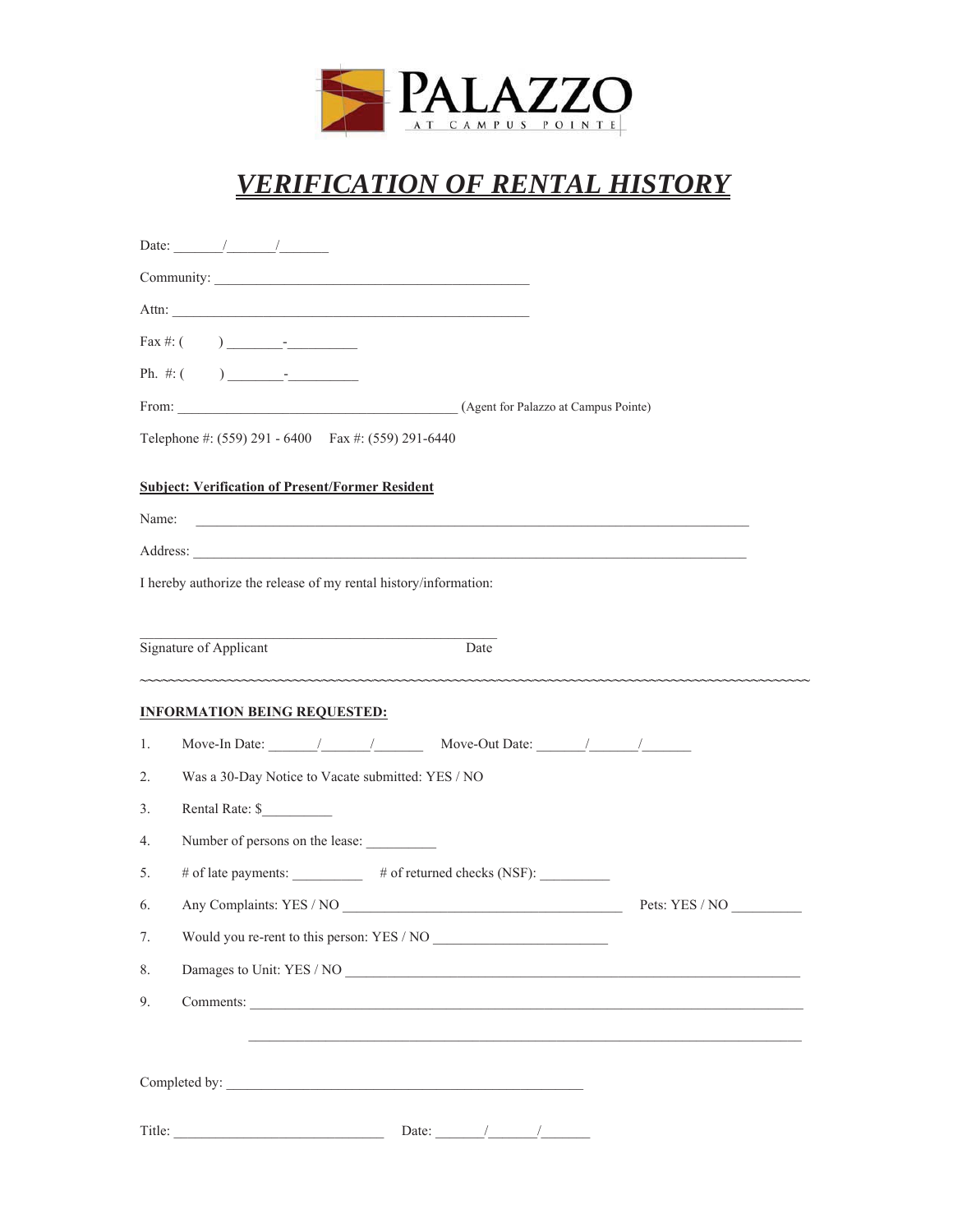# PALAZZO

AT CAMPUS POINTE

# ***VERIFICATION OF RENTAL HISTORY***

Date: _______/_______/_______

Community: ______________________________________________

Attn: ____________________________________________________

Fax #: (       ) ________-__________

Ph. #: (       ) ________-__________

From: ________________________________________ (Agent for Palazzo at Campus Pointe)

Telephone #: (559) 291 - 6400     Fax #: (559) 291-6440

**Subject: Verification of Present/Former Resident**

Name: ________________________________________________________________________________

Address: ______________________________________________________________________________

I hereby authorize the release of my rental history/information:

____________________________________________________

Signature of Applicant                                        Date

~~~~~~~~~~~~~~~~~~~~~~~~~~~~~~~~~~~~~~~~~~~~~~~~~~~~~~~~~~~~~~~~~~~~~~~~~~~~~~~~~~~~~~~~~~~~

**INFORMATION BEING REQUESTED:**

1. Move-In Date: _______/_______/_______   Move-Out Date: _______/_______/_______
2. Was a 30-Day Notice to Vacate submitted: YES / NO
3. Rental Rate: $__________
4. Number of persons on the lease: __________
5. # of late payments: __________   # of returned checks (NSF): __________
6. Any Complaints: YES / NO ________________________________________   Pets: YES / NO __________
7. Would you re-rent to this person: YES / NO ________________________
8. Damages to Unit: YES / NO ________________________________________________________________
9. Comments: _____________________________________________________________________________

   _____________________________________________________________________________

Completed by: ___________________________________________________

Title: ______________________________   Date: _______/_______/_______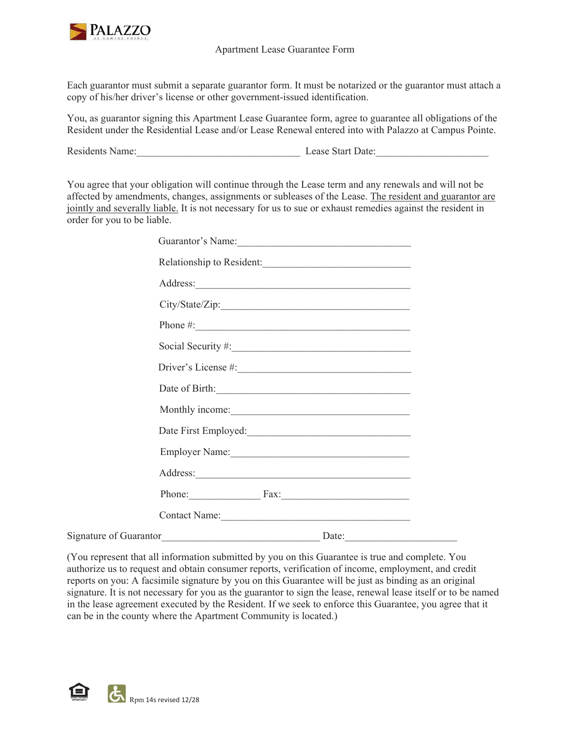PALAZZO AT CAMPUS POINTE

Apartment Lease Guarantee Form

Each guarantor must submit a separate guarantor form. It must be notarized or the guarantor must attach a copy of his/her driver's license or other government-issued identification.

You, as guarantor signing this Apartment Lease Guarantee form, agree to guarantee all obligations of the Resident under the Residential Lease and/or Lease Renewal entered into with Palazzo at Campus Pointe.

Residents Name:_______________________________ Lease Start Date:_____________________

You agree that your obligation will continue through the Lease term and any renewals and will not be affected by amendments, changes, assignments or subleases of the Lease. <u>The resident and guarantor are jointly and severally liable.</u> It is not necessary for us to sue or exhaust remedies against the resident in order for you to be liable.

Guarantor's Name:_________________________________

Relationship to Resident:____________________________

Address:__________________________________________

City/State/Zip:_____________________________________

Phone #:__________________________________________

Social Security #:__________________________________

Driver's License #:_________________________________

Date of Birth:______________________________________

Monthly income:___________________________________

Date First Employed:_______________________________

Employer Name:___________________________________

Address:__________________________________________

Phone:_____________ Fax:________________________

Contact Name:_____________________________________

Signature of Guarantor______________________________ Date:_____________________

(You represent that all information submitted by you on this Guarantee is true and complete. You authorize us to request and obtain consumer reports, verification of income, employment, and credit reports on you: A facsimile signature by you on this Guarantee will be just as binding as an original signature. It is not necessary for you as the guarantor to sign the lease, renewal lease itself or to be named in the lease agreement executed by the Resident. If we seek to enforce this Guarantee, you agree that it can be in the county where the Apartment Community is located.)

Rpm 14s revised 12/28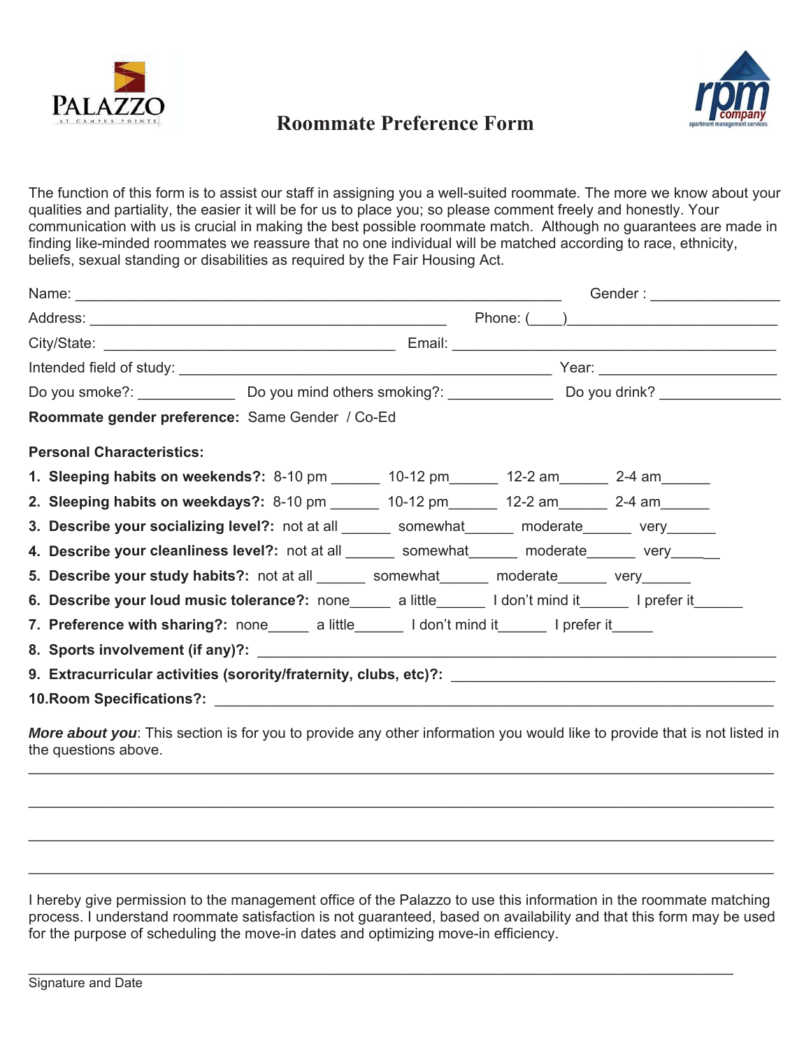PALAZZO AT CAMPUS POINTE

# Roommate Preference Form

rpm company apartment management services

The function of this form is to assist our staff in assigning you a well-suited roommate. The more we know about your qualities and partiality, the easier it will be for us to place you; so please comment freely and honestly. Your communication with us is crucial in making the best possible roommate match. Although no guarantees are made in finding like-minded roommates we reassure that no one individual will be matched according to race, ethnicity, beliefs, sexual standing or disabilities as required by the Fair Housing Act.

Name: ______________________________ Gender : ______________

Address: ______________________________ Phone: (____)______________________

City/State: ______________________________ Email: ______________________________

Intended field of study: ______________________________ Year: ______________

Do you smoke?: ___________ Do you mind others smoking?: ___________ Do you drink? ___________

**Roommate gender preference:** Same Gender / Co-Ed

**Personal Characteristics:**

1. **Sleeping habits on weekends?:** 8-10 pm ______ 10-12 pm______ 12-2 am______ 2-4 am______
2. **Sleeping habits on weekdays?:** 8-10 pm ______ 10-12 pm______ 12-2 am______ 2-4 am______
3. **Describe your socializing level?:** not at all ______ somewhat______ moderate______ very______
4. **Describe your cleanliness level?:** not at all ______ somewhat______ moderate______ very______
5. **Describe your study habits?:** not at all ______ somewhat______ moderate______ very______
6. **Describe your loud music tolerance?:** none_____ a little______ I don't mind it______ I prefer it______
7. **Preference with sharing?:** none_____ a little______ I don't mind it______ I prefer it_____
8. **Sports involvement (if any)?:** ______________________________
9. **Extracurricular activities (sorority/fraternity, clubs, etc)?:** ______________________________
10. **Room Specifications?:** ______________________________

***More about you***: This section is for you to provide any other information you would like to provide that is not listed in the questions above.

______________________________________________________________________________

______________________________________________________________________________

______________________________________________________________________________

______________________________________________________________________________

I hereby give permission to the management office of the Palazzo to use this information in the roommate matching process. I understand roommate satisfaction is not guaranteed, based on availability and that this form may be used for the purpose of scheduling the move-in dates and optimizing move-in efficiency.

______________________________________________________________________________
Signature and Date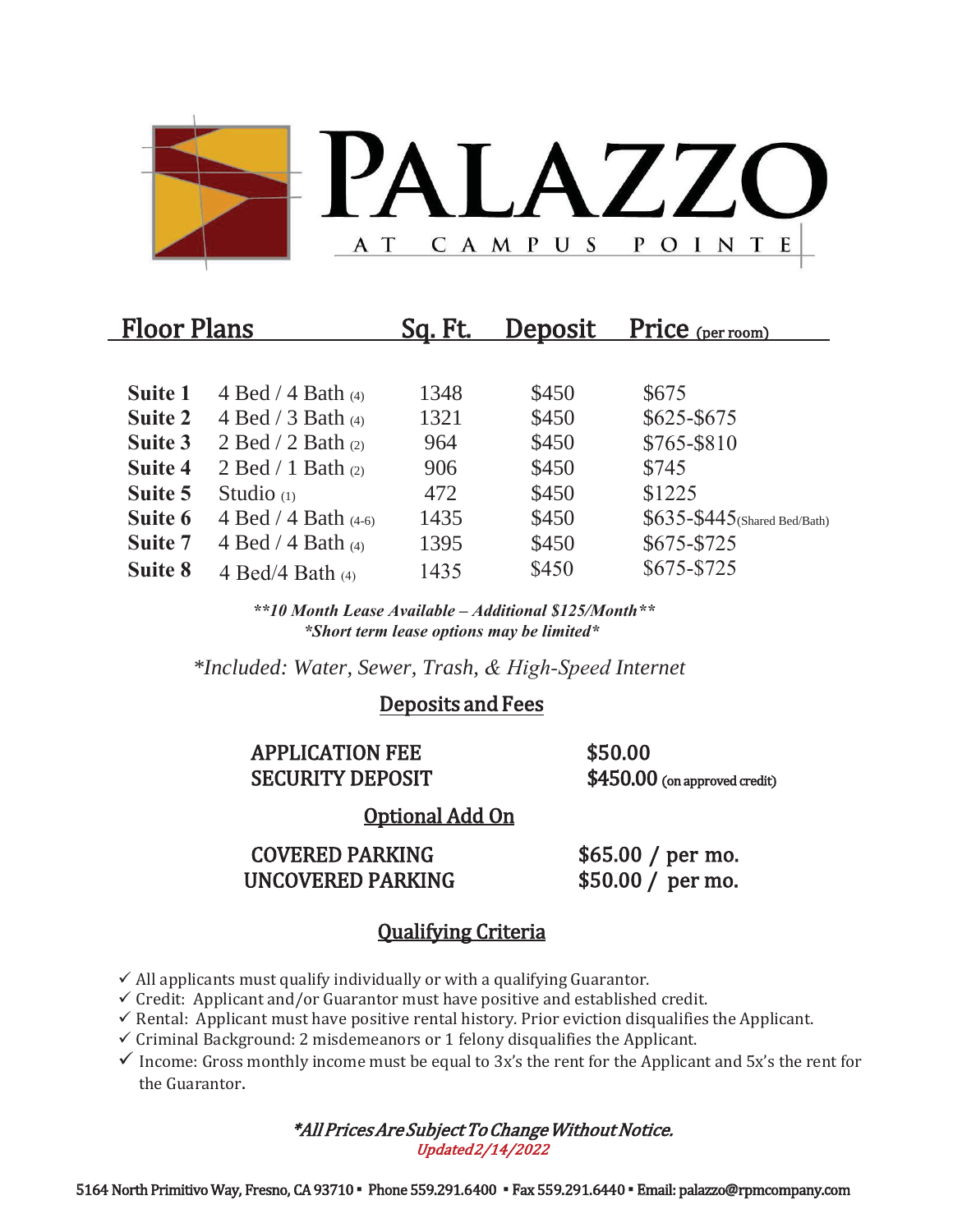# PALAZZO

AT CAMPUS POINTE

| Floor Plans | | Sq. Ft. | Deposit | Price (per room) |
|---|---|---|---|---|
| **Suite 1** | 4 Bed / 4 Bath (4) | 1348 | $450 | $675 |
| **Suite 2** | 4 Bed / 3 Bath (4) | 1321 | $450 | $625-$675 |
| **Suite 3** | 2 Bed / 2 Bath (2) | 964 | $450 | $765-$810 |
| **Suite 4** | 2 Bed / 1 Bath (2) | 906 | $450 | $745 |
| **Suite 5** | Studio (1) | 472 | $450 | $1225 |
| **Suite 6** | 4 Bed / 4 Bath (4-6) | 1435 | $450 | $635-$445 (Shared Bed/Bath) |
| **Suite 7** | 4 Bed / 4 Bath (4) | 1395 | $450 | $675-$725 |
| **Suite 8** | 4 Bed/4 Bath (4) | 1435 | $450 | $675-$725 |

***\*\*10 Month Lease Available – Additional $125/Month\*\****

***\*Short term lease options may be limited\****

*\*Included: Water, Sewer, Trash, & High-Speed Internet*

## Deposits and Fees

| | |
|---|---|
| APPLICATION FEE | $50.00 |
| SECURITY DEPOSIT | $450.00 (on approved credit) |

## Optional Add On

| | |
|---|---|
| COVERED PARKING | $65.00 / per mo. |
| UNCOVERED PARKING | $50.00 / per mo. |

## Qualifying Criteria

- ✓ All applicants must qualify individually or with a qualifying Guarantor.
- ✓ Credit: Applicant and/or Guarantor must have positive and established credit.
- ✓ Rental: Applicant must have positive rental history. Prior eviction disqualifies the Applicant.
- ✓ Criminal Background: 2 misdemeanors or 1 felony disqualifies the Applicant.
- ✓ Income: Gross monthly income must be equal to 3x's the rent for the Applicant and 5x's the rent for the Guarantor.

***\*All Prices Are Subject To Change Without Notice.***

*Updated 2/14/2022*

5164 North Primitivo Way, Fresno, CA 93710 ▪ Phone 559.291.6400 ▪ Fax 559.291.6440 ▪ Email: palazzo@rpmcompany.com